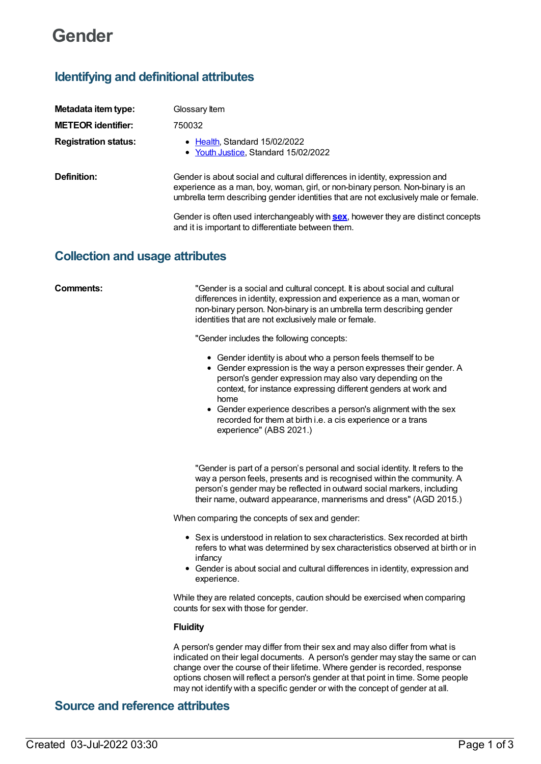# Gender

## Identifying and definitional attributes

**Metadata item type:** Glossary Item

**METEOR identifier:** 750032

**Registration status:**

- Health, Standard 15/02/2022
- Youth Justice, Standard 15/02/2022

**Definition:** Gender is about social and cultural differences in identity, expression and experience as a man, boy, woman, girl, or non-binary person. Non-binary is an umbrella term describing gender identities that are not exclusively male or female.

Gender is often used interchangeably with **sex**, however they are distinct concepts and it is important to differentiate between them.

## Collection and usage attributes

**Comments:**

"Gender is a social and cultural concept. It is about social and cultural differences in identity, expression and experience as a man, woman or non-binary person. Non-binary is an umbrella term describing gender identities that are not exclusively male or female.

"Gender includes the following concepts:

- Gender identity is about who a person feels themself to be
- Gender expression is the way a person expresses their gender. A person's gender expression may also vary depending on the context, for instance expressing different genders at work and home
- Gender experience describes a person's alignment with the sex recorded for them at birth i.e. a cis experience or a trans experience" (ABS 2021.)

"Gender is part of a person's personal and social identity. It refers to the way a person feels, presents and is recognised within the community. A person's gender may be reflected in outward social markers, including their name, outward appearance, mannerisms and dress" (AGD 2015.)

When comparing the concepts of sex and gender:

- Sex is understood in relation to sex characteristics. Sex recorded at birth refers to what was determined by sex characteristics observed at birth or in infancy
- Gender is about social and cultural differences in identity, expression and experience.

While they are related concepts, caution should be exercised when comparing counts for sex with those for gender.

**Fluidity**

A person's gender may differ from their sex and may also differ from what is indicated on their legal documents. A person's gender may stay the same or can change over the course of their lifetime. Where gender is recorded, response options chosen will reflect a person's gender at that point in time. Some people may not identify with a specific gender or with the concept of gender at all.

## Source and reference attributes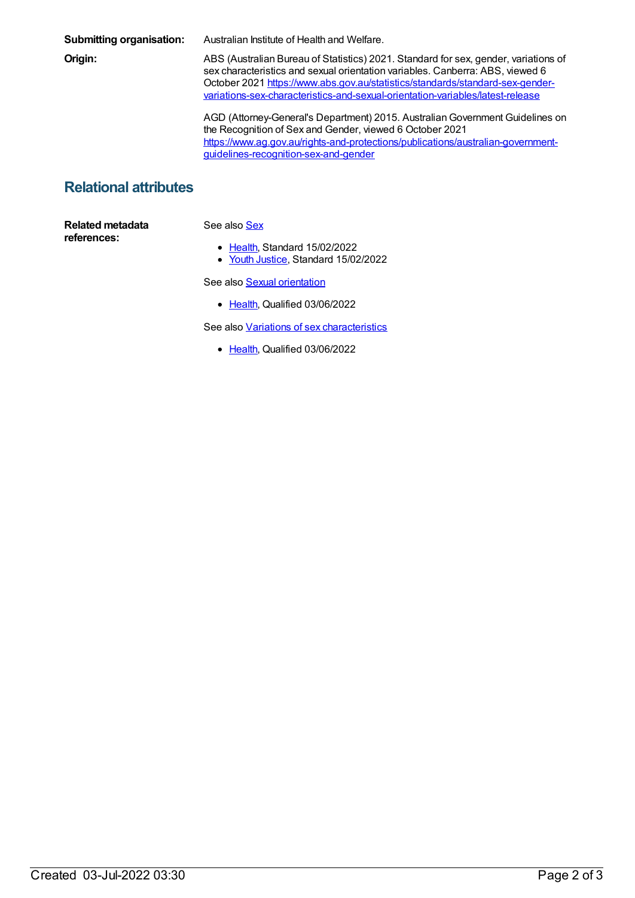**Submitting organisation:** Australian Institute of Health and Welfare.

**Origin:** ABS (Australian Bureau of Statistics) 2021. Standard for sex, gender, variations of sex characteristics and sexual orientation variables. Canberra: ABS, viewed 6 October 2021 https://www.abs.gov.au/statistics/standards/standard-sex-gender-variations-sex-characteristics-and-sexual-orientation-variables/latest-release

AGD (Attorney-General's Department) 2015. Australian Government Guidelines on the Recognition of Sex and Gender, viewed 6 October 2021 https://www.ag.gov.au/rights-and-protections/publications/australian-government-guidelines-recognition-sex-and-gender

## Relational attributes

**Related metadata references:**

See also Sex

- Health, Standard 15/02/2022
- Youth Justice, Standard 15/02/2022

See also Sexual orientation

- Health, Qualified 03/06/2022

See also Variations of sex characteristics

- Health, Qualified 03/06/2022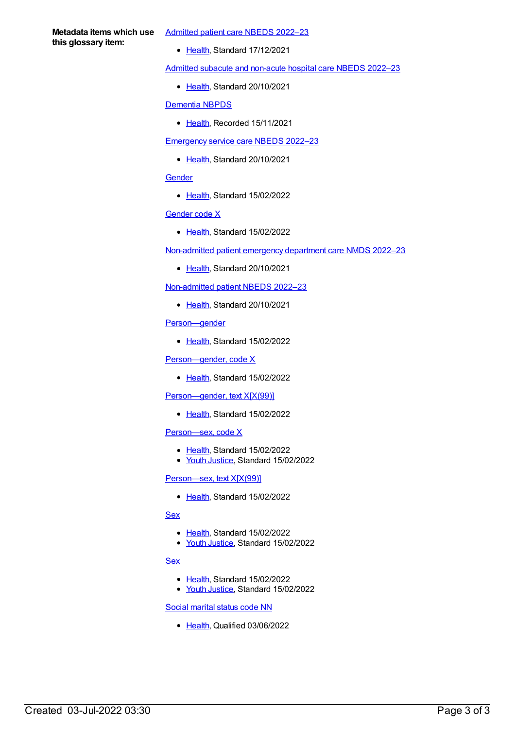**Metadata items which use this glossary item:**

Admitted patient care NBEDS 2022–23

- Health, Standard 17/12/2021

Admitted subacute and non-acute hospital care NBEDS 2022–23

- Health, Standard 20/10/2021

Dementia NBPDS

- Health, Recorded 15/11/2021

Emergency service care NBEDS 2022–23

- Health, Standard 20/10/2021

Gender

- Health, Standard 15/02/2022

Gender code X

- Health, Standard 15/02/2022

Non-admitted patient emergency department care NMDS 2022–23

- Health, Standard 20/10/2021

Non-admitted patient NBEDS 2022–23

- Health, Standard 20/10/2021

Person—gender

- Health, Standard 15/02/2022

Person—gender, code X

- Health, Standard 15/02/2022

Person—gender, text X[X(99)]

- Health, Standard 15/02/2022

Person—sex, code X

- Health, Standard 15/02/2022
- Youth Justice, Standard 15/02/2022

Person—sex, text X[X(99)]

- Health, Standard 15/02/2022

Sex

- Health, Standard 15/02/2022
- Youth Justice, Standard 15/02/2022

Sex

- Health, Standard 15/02/2022
- Youth Justice, Standard 15/02/2022

Social marital status code NN

- Health, Qualified 03/06/2022